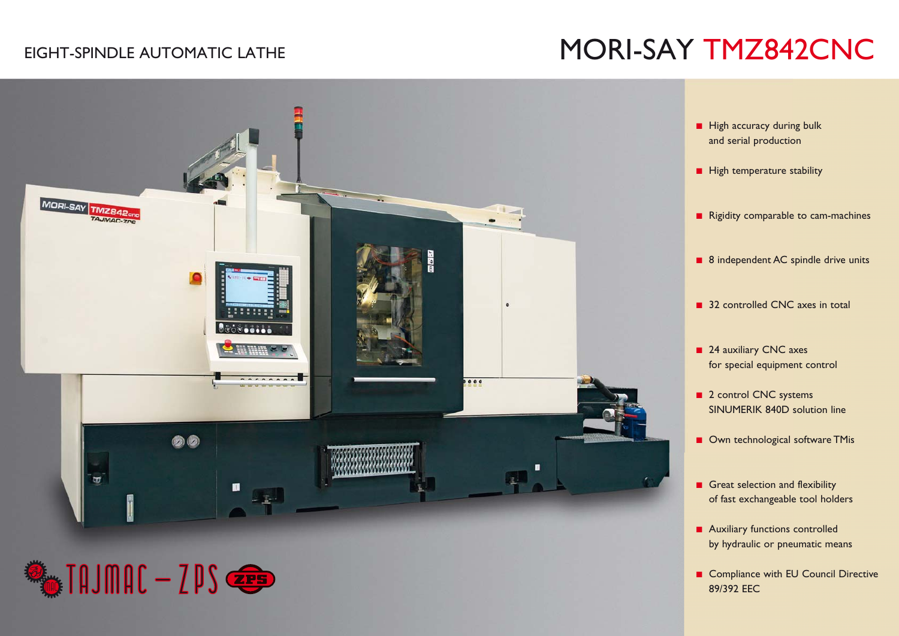EIGHT-SPINDLE AUTOMATIC LATHE

# MORI-SAY TMZ842CNC

- High accuracy during bulk and serial production
- High temperature stability
- Rigidity comparable to cam-machines
- 8 independent AC spindle drive units
- 32 controlled CNC axes in total
- 24 auxiliary CNC axes for special equipment control
- 2 control CNC systems SINUMERIK 840D solution line
- Own technological software TMis
- Great selection and flexibility of fast exchangeable tool holders
- Auxiliary functions controlled by hydraulic or pneumatic means
- Compliance with EU Council Directive 89/392 EEC

TAJMAC – ZPS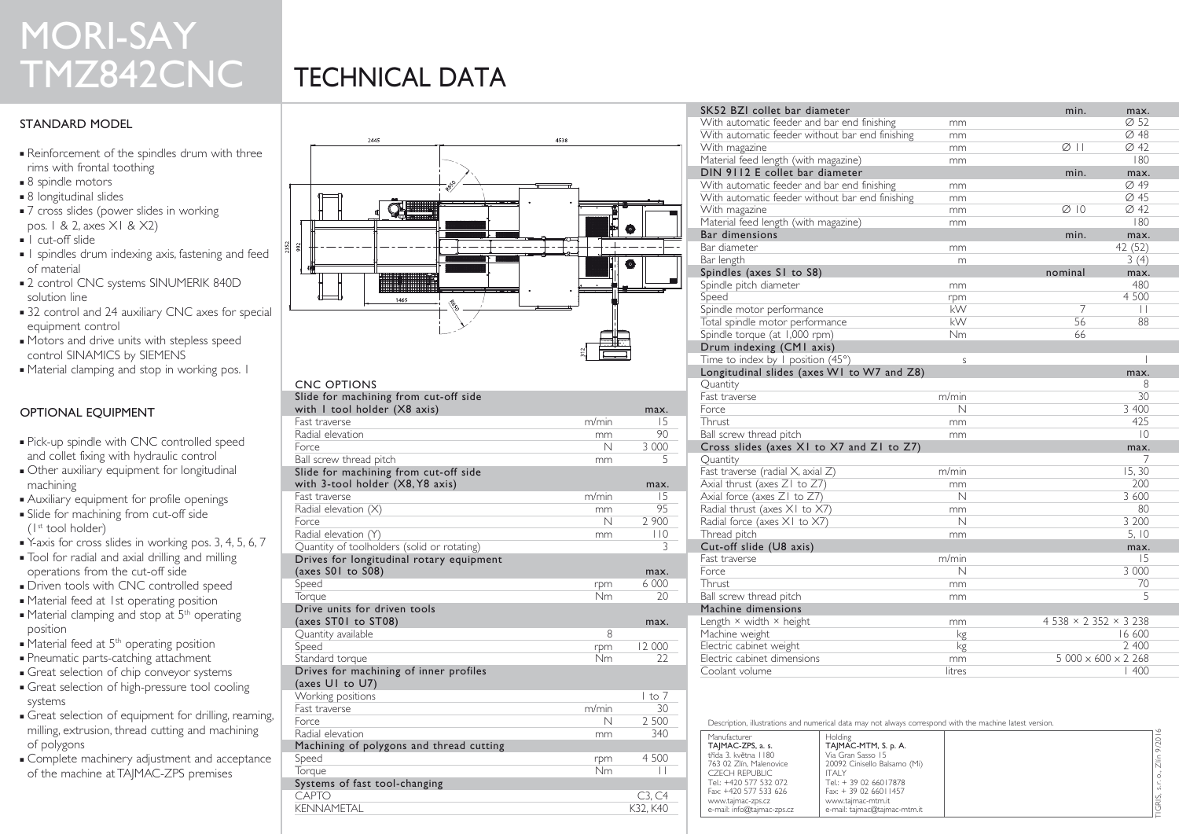# MORI-SAY TMZ842CNC

# TECHNICAL DATA

## STANDARD MODEL

- Reinforcement of the spindles drum with three rims with frontal toothing
- 8 spindle motors
- 8 longitudinal slides
- 7 cross slides (power slides in working pos. 1 & 2, axes X1 & X2)
- 1 cut-off slide
- 1 spindles drum indexing axis, fastening and feed of material
- 2 control CNC systems SINUMERIK 840D solution line
- 32 control and 24 auxiliary CNC axes for special equipment control
- Motors and drive units with stepless speed control SINAMICS by SIEMENS
- Material clamping and stop in working pos. 1

## OPTIONAL EQUIPMENT

- Pick-up spindle with CNC controlled speed and collet fixing with hydraulic control
- Other auxiliary equipment for longitudinal machining
- Auxiliary equipment for profile openings
- Slide for machining from cut-off side (1st tool holder)
- Y-axis for cross slides in working pos. 3, 4, 5, 6, 7
- Tool for radial and axial drilling and milling operations from the cut-off side
- Driven tools with CNC controlled speed
- Material feed at 1st operating position
- Material clamping and stop at 5th operating position
- Material feed at 5th operating position
- Pneumatic parts-catching attachment
- Great selection of chip conveyor systems
- Great selection of high-pressure tool cooling systems
- Great selection of equipment for drilling, reaming, milling, extrusion, thread cutting and machining of polygons
- Complete machinery adjustment and acceptance of the machine at TAJMAC-ZPS premises

2445
4538
R850
2352
992
1465
R850
312

## CNC OPTIONS

| | | |
|---|---|---|
| **Slide for machining from cut-off side with 1 tool holder (X8 axis)** | | max. |
| Fast traverse | m/min | 15 |
| Radial elevation | mm | 90 |
| Force | N | 3 000 |
| Ball screw thread pitch | mm | 5 |
| **Slide for machining from cut-off side with 3-tool holder (X8, Y8 axis)** | | max. |
| Fast traverse | m/min | 15 |
| Radial elevation (X) | mm | 95 |
| Force | N | 2 900 |
| Radial elevation (Y) | mm | 110 |
| Quantity of toolholders (solid or rotating) | | 3 |
| **Drives for longitudinal rotary equipment (axes S01 to S08)** | | max. |
| Speed | rpm | 6 000 |
| Torque | Nm | 20 |
| **Drive units for driven tools (axes ST01 to ST08)** | | max. |
| Quantity available | 8 | |
| Speed | rpm | 12 000 |
| Standard torque | Nm | 22 |
| **Drives for machining of inner profiles (axes U1 to U7)** | | |
| Working positions | | 1 to 7 |
| Fast traverse | m/min | 30 |
| Force | N | 2 500 |
| Radial elevation | mm | 340 |
| **Machining of polygons and thread cutting** | | |
| Speed | rpm | 4 500 |
| Torque | Nm | 11 |
| **Systems of fast tool-changing** | | |
| CAPTO | | C3, C4 |
| KENNAMETAL | | K32, K40 |

| | | | |
|---|---|---|---|
| **SK52 BZI collet bar diameter** | | min. | max. |
| With automatic feeder and bar end finishing | mm | | Ø 52 |
| With automatic feeder without bar end finishing | mm | | Ø 48 |
| With magazine | mm | Ø 11 | Ø 42 |
| Material feed length (with magazine) | mm | | 180 |
| **DIN 9112 E collet bar diameter** | | min. | max. |
| With automatic feeder and bar end finishing | mm | | Ø 49 |
| With automatic feeder without bar end finishing | mm | | Ø 45 |
| With magazine | mm | Ø 10 | Ø 42 |
| Material feed length (with magazine) | mm | | 180 |
| **Bar dimensions** | | min. | max. |
| Bar diameter | mm | | 42 (52) |
| Bar length | m | | 3 (4) |
| **Spindles (axes S1 to S8)** | | nominal | max. |
| Spindle pitch diameter | mm | | 480 |
| Speed | rpm | | 4 500 |
| Spindle motor performance | kW | 7 | 11 |
| Total spindle motor performance | kW | 56 | 88 |
| Spindle torque (at 1,000 rpm) | Nm | 66 | |
| **Drum indexing (CM1 axis)** | | | |
| Time to index by 1 position (45°) | s | | 1 |
| **Longitudinal slides (axes W1 to W7 and Z8)** | | | max. |
| Quantity | | | 8 |
| Fast traverse | m/min | | 30 |
| Force | N | | 3 400 |
| Thrust | mm | | 425 |
| Ball screw thread pitch | mm | | 10 |
| **Cross slides (axes X1 to X7 and Z1 to Z7)** | | | max. |
| Quantity | | | 7 |
| Fast traverse (radial X, axial Z) | m/min | | 15, 30 |
| Axial thrust (axes Z1 to Z7) | mm | | 200 |
| Axial force (axes Z1 to Z7) | N | | 3 600 |
| Radial thrust (axes X1 to X7) | mm | | 80 |
| Radial force (axes X1 to X7) | N | | 3 200 |
| Thread pitch | mm | | 5, 10 |
| **Cut-off slide (U8 axis)** | | | max. |
| Fast traverse | m/min | | 15 |
| Force | N | | 3 000 |
| Thrust | mm | | 70 |
| Ball screw thread pitch | mm | | 5 |
| **Machine dimensions** | | | |
| Length × width × height | mm | | 4 538 × 2 352 × 3 238 |
| Machine weight | kg | | 16 600 |
| Electric cabinet weight | kg | | 2 400 |
| Electric cabinet dimensions | mm | | 5 000 × 600 × 2 268 |
| Coolant volume | litres | | 1 400 |

Description, illustrations and numerical data may not always correspond with the machine latest version.

| Manufacturer | Holding |
|---|---|
| TAJMAC-ZPS, a. s.<br>třída 3. května 1180<br>763 02 Zlín, Malenovice<br>CZECH REPUBLIC<br>Tel.: +420 577 532 072<br>Fax: +420 577 533 626<br>www.tajmac-zps.cz<br>e-mail: info@tajmac-zps.cz | TAJMAC-MTM, S. p. A.<br>Via Gran Sasso 15<br>20092 Cinisello Balsamo (Mi)<br>ITALY<br>Tel.: + 39 02 66017878<br>Fax: + 39 02 66011457<br>www.tajmac-mtm.it<br>e-mail: tajmac@tajmac-mtm.it |

TIGRIS, s.r.o., Zlín 9/2016